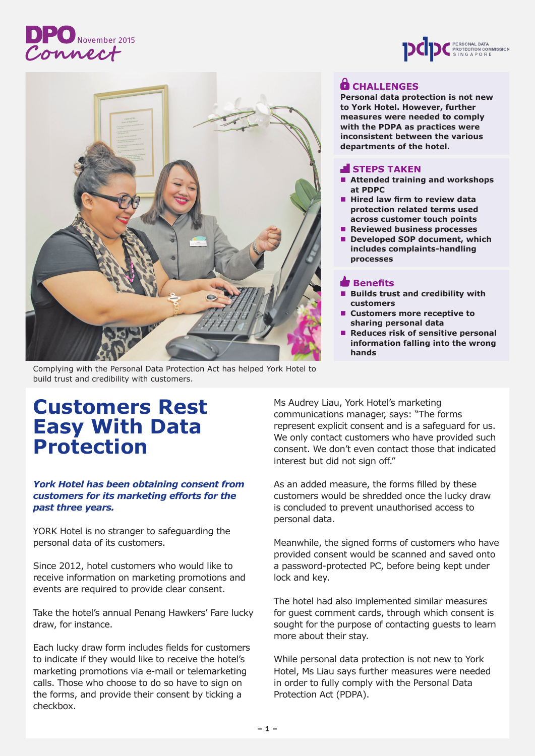DPO Connect November 2015

Complying with the Personal Data Protection Act has helped York Hotel to build trust and credibility with customers.

### CHALLENGES

**Personal data protection is not new to York Hotel. However, further measures were needed to comply with the PDPA as practices were inconsistent between the various departments of the hotel.**

### STEPS TAKEN

- **Attended training and workshops at PDPC**
- **Hired law firm to review data protection related terms used across customer touch points**
- **Reviewed business processes**
- **Developed SOP document, which includes complaints-handling processes**

### Benefits

- **Builds trust and credibility with customers**
- **Customers more receptive to sharing personal data**
- **Reduces risk of sensitive personal information falling into the wrong hands**

# Customers Rest Easy With Data Protection

***York Hotel has been obtaining consent from customers for its marketing efforts for the past three years.***

YORK Hotel is no stranger to safeguarding the personal data of its customers.

Since 2012, hotel customers who would like to receive information on marketing promotions and events are required to provide clear consent.

Take the hotel's annual Penang Hawkers' Fare lucky draw, for instance.

Each lucky draw form includes fields for customers to indicate if they would like to receive the hotel's marketing promotions via e-mail or telemarketing calls. Those who choose to do so have to sign on the forms, and provide their consent by ticking a checkbox.

Ms Audrey Liau, York Hotel's marketing communications manager, says: "The forms represent explicit consent and is a safeguard for us. We only contact customers who have provided such consent. We don't even contact those that indicated interest but did not sign off."

As an added measure, the forms filled by these customers would be shredded once the lucky draw is concluded to prevent unauthorised access to personal data.

Meanwhile, the signed forms of customers who have provided consent would be scanned and saved onto a password-protected PC, before being kept under lock and key.

The hotel had also implemented similar measures for guest comment cards, through which consent is sought for the purpose of contacting guests to learn more about their stay.

While personal data protection is not new to York Hotel, Ms Liau says further measures were needed in order to fully comply with the Personal Data Protection Act (PDPA).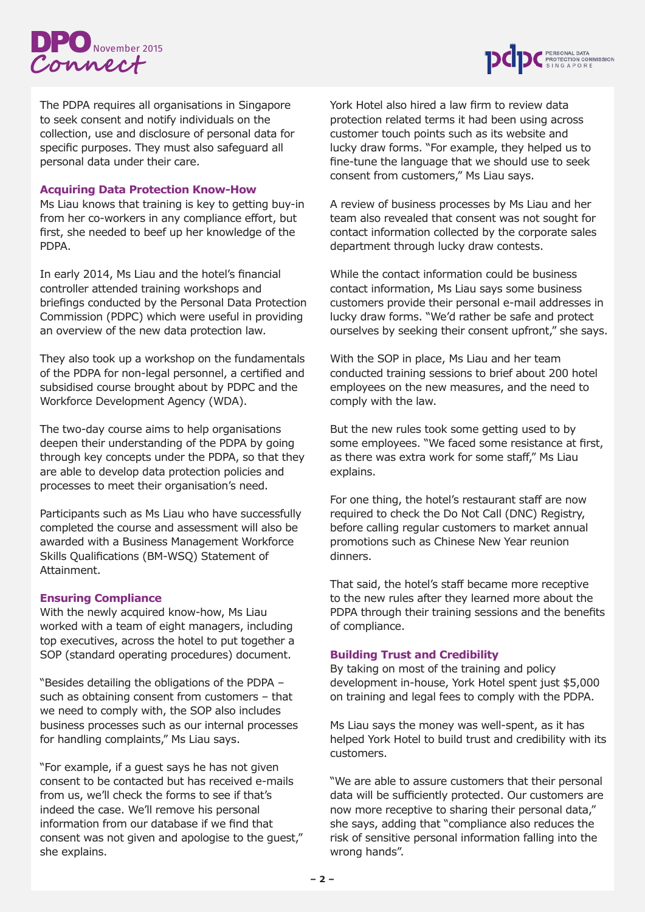The PDPA requires all organisations in Singapore to seek consent and notify individuals on the collection, use and disclosure of personal data for specific purposes. They must also safeguard all personal data under their care.

### Acquiring Data Protection Know-How

Ms Liau knows that training is key to getting buy-in from her co-workers in any compliance effort, but first, she needed to beef up her knowledge of the PDPA.

In early 2014, Ms Liau and the hotel's financial controller attended training workshops and briefings conducted by the Personal Data Protection Commission (PDPC) which were useful in providing an overview of the new data protection law.

They also took up a workshop on the fundamentals of the PDPA for non-legal personnel, a certified and subsidised course brought about by PDPC and the Workforce Development Agency (WDA).

The two-day course aims to help organisations deepen their understanding of the PDPA by going through key concepts under the PDPA, so that they are able to develop data protection policies and processes to meet their organisation's need.

Participants such as Ms Liau who have successfully completed the course and assessment will also be awarded with a Business Management Workforce Skills Qualifications (BM-WSQ) Statement of Attainment.

### Ensuring Compliance

With the newly acquired know-how, Ms Liau worked with a team of eight managers, including top executives, across the hotel to put together a SOP (standard operating procedures) document.

"Besides detailing the obligations of the PDPA – such as obtaining consent from customers – that we need to comply with, the SOP also includes business processes such as our internal processes for handling complaints," Ms Liau says.

"For example, if a guest says he has not given consent to be contacted but has received e-mails from us, we'll check the forms to see if that's indeed the case. We'll remove his personal information from our database if we find that consent was not given and apologise to the guest," she explains.

York Hotel also hired a law firm to review data protection related terms it had been using across customer touch points such as its website and lucky draw forms. "For example, they helped us to fine-tune the language that we should use to seek consent from customers," Ms Liau says.

A review of business processes by Ms Liau and her team also revealed that consent was not sought for contact information collected by the corporate sales department through lucky draw contests.

While the contact information could be business contact information, Ms Liau says some business customers provide their personal e-mail addresses in lucky draw forms. "We'd rather be safe and protect ourselves by seeking their consent upfront," she says.

With the SOP in place, Ms Liau and her team conducted training sessions to brief about 200 hotel employees on the new measures, and the need to comply with the law.

But the new rules took some getting used to by some employees. "We faced some resistance at first, as there was extra work for some staff," Ms Liau explains.

For one thing, the hotel's restaurant staff are now required to check the Do Not Call (DNC) Registry, before calling regular customers to market annual promotions such as Chinese New Year reunion dinners.

That said, the hotel's staff became more receptive to the new rules after they learned more about the PDPA through their training sessions and the benefits of compliance.

### Building Trust and Credibility

By taking on most of the training and policy development in-house, York Hotel spent just $5,000 on training and legal fees to comply with the PDPA.

Ms Liau says the money was well-spent, as it has helped York Hotel to build trust and credibility with its customers.

"We are able to assure customers that their personal data will be sufficiently protected. Our customers are now more receptive to sharing their personal data," she says, adding that "compliance also reduces the risk of sensitive personal information falling into the wrong hands".